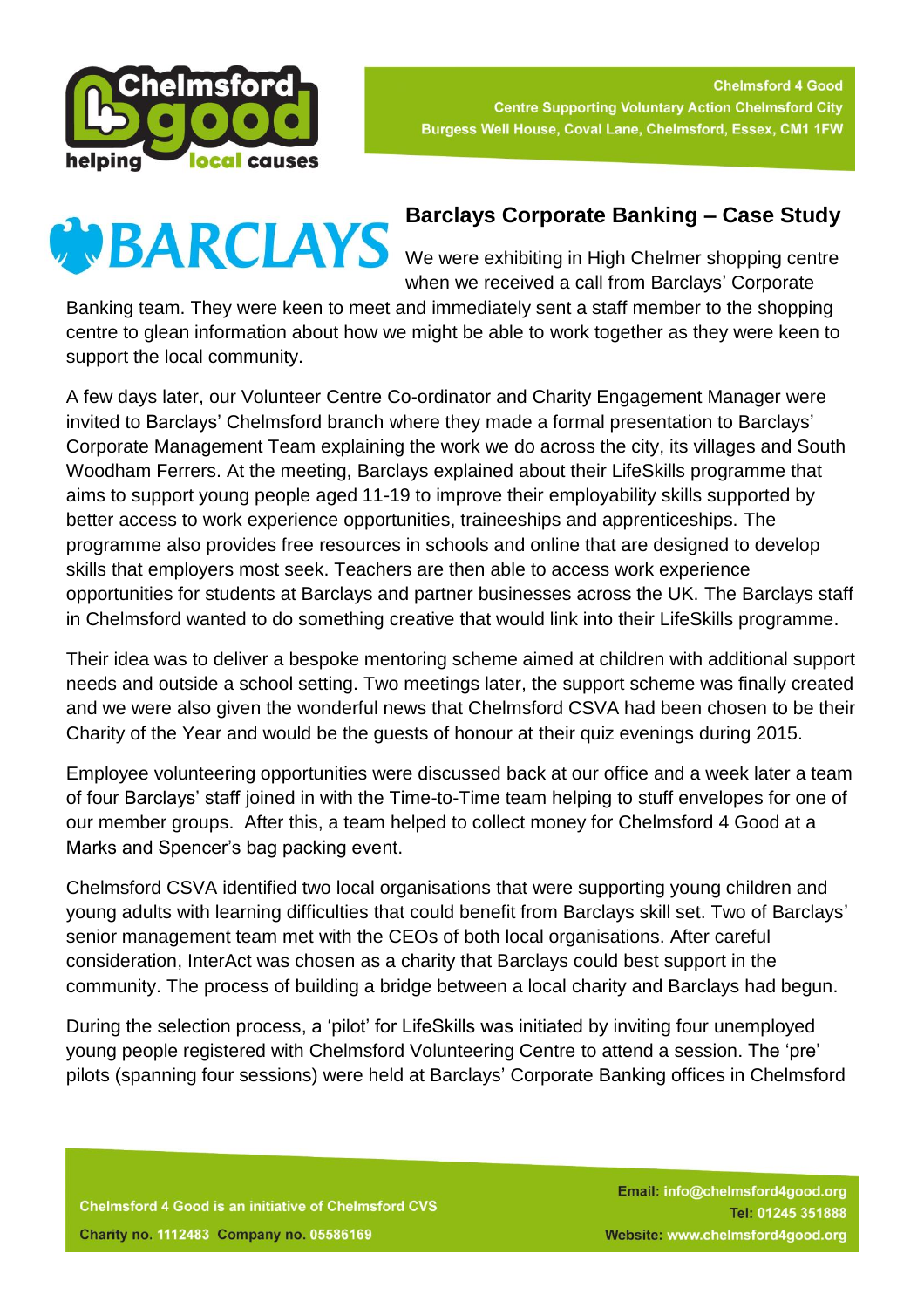Chelmsford 4 Good
Centre Supporting Voluntary Action Chelmsford City
Burgess Well House, Coval Lane, Chelmsford, Essex, CM1 1FW

## Barclays Corporate Banking – Case Study

We were exhibiting in High Chelmer shopping centre when we received a call from Barclays' Corporate Banking team. They were keen to meet and immediately sent a staff member to the shopping centre to glean information about how we might be able to work together as they were keen to support the local community.

A few days later, our Volunteer Centre Co-ordinator and Charity Engagement Manager were invited to Barclays' Chelmsford branch where they made a formal presentation to Barclays' Corporate Management Team explaining the work we do across the city, its villages and South Woodham Ferrers. At the meeting, Barclays explained about their LifeSkills programme that aims to support young people aged 11-19 to improve their employability skills supported by better access to work experience opportunities, traineeships and apprenticeships. The programme also provides free resources in schools and online that are designed to develop skills that employers most seek. Teachers are then able to access work experience opportunities for students at Barclays and partner businesses across the UK. The Barclays staff in Chelmsford wanted to do something creative that would link into their LifeSkills programme.

Their idea was to deliver a bespoke mentoring scheme aimed at children with additional support needs and outside a school setting. Two meetings later, the support scheme was finally created and we were also given the wonderful news that Chelmsford CSVA had been chosen to be their Charity of the Year and would be the guests of honour at their quiz evenings during 2015.

Employee volunteering opportunities were discussed back at our office and a week later a team of four Barclays' staff joined in with the Time-to-Time team helping to stuff envelopes for one of our member groups. After this, a team helped to collect money for Chelmsford 4 Good at a Marks and Spencer's bag packing event.

Chelmsford CSVA identified two local organisations that were supporting young children and young adults with learning difficulties that could benefit from Barclays skill set. Two of Barclays' senior management team met with the CEOs of both local organisations. After careful consideration, InterAct was chosen as a charity that Barclays could best support in the community. The process of building a bridge between a local charity and Barclays had begun.

During the selection process, a 'pilot' for LifeSkills was initiated by inviting four unemployed young people registered with Chelmsford Volunteering Centre to attend a session. The 'pre' pilots (spanning four sessions) were held at Barclays' Corporate Banking offices in Chelmsford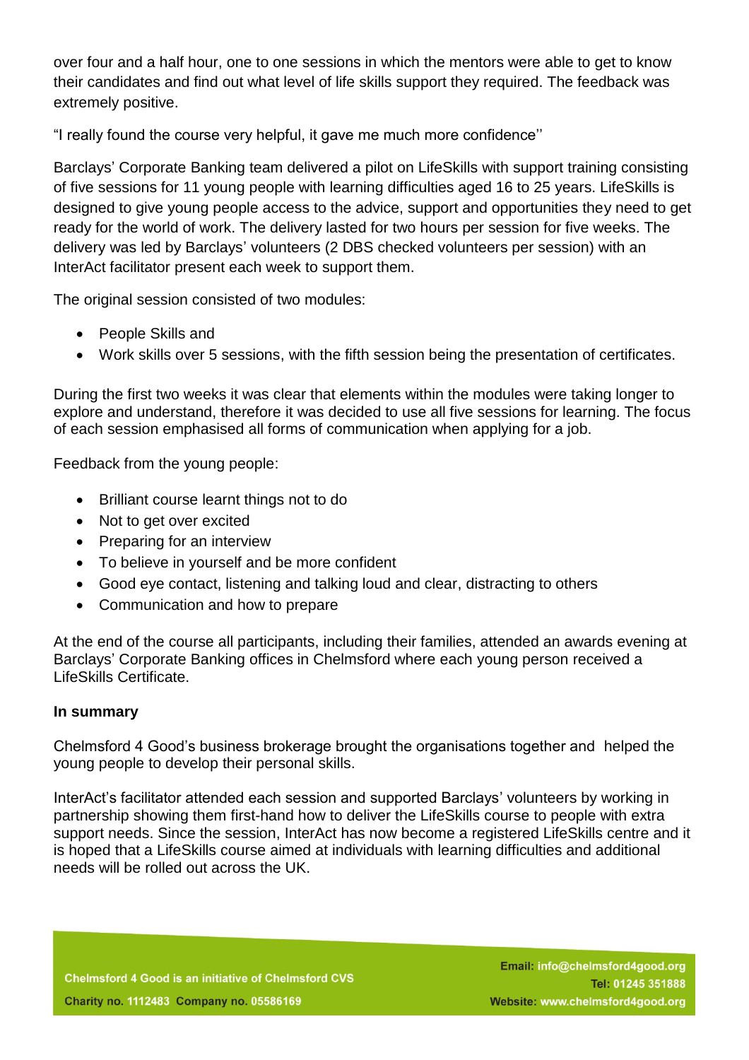over four and a half hour, one to one sessions in which the mentors were able to get to know their candidates and find out what level of life skills support they required. The feedback was extremely positive.

"I really found the course very helpful, it gave me much more confidence''

Barclays' Corporate Banking team delivered a pilot on LifeSkills with support training consisting of five sessions for 11 young people with learning difficulties aged 16 to 25 years. LifeSkills is designed to give young people access to the advice, support and opportunities they need to get ready for the world of work. The delivery lasted for two hours per session for five weeks. The delivery was led by Barclays' volunteers (2 DBS checked volunteers per session) with an InterAct facilitator present each week to support them.

The original session consisted of two modules:

- People Skills and
- Work skills over 5 sessions, with the fifth session being the presentation of certificates.

During the first two weeks it was clear that elements within the modules were taking longer to explore and understand, therefore it was decided to use all five sessions for learning. The focus of each session emphasised all forms of communication when applying for a job.

Feedback from the young people:

- Brilliant course learnt things not to do
- Not to get over excited
- Preparing for an interview
- To believe in yourself and be more confident
- Good eye contact, listening and talking loud and clear, distracting to others
- Communication and how to prepare

At the end of the course all participants, including their families, attended an awards evening at Barclays' Corporate Banking offices in Chelmsford where each young person received a LifeSkills Certificate.

**In summary**

Chelmsford 4 Good's business brokerage brought the organisations together and helped the young people to develop their personal skills.

InterAct's facilitator attended each session and supported Barclays' volunteers by working in partnership showing them first-hand how to deliver the LifeSkills course to people with extra support needs. Since the session, InterAct has now become a registered LifeSkills centre and it is hoped that a LifeSkills course aimed at individuals with learning difficulties and additional needs will be rolled out across the UK.

Chelmsford 4 Good is an initiative of Chelmsford CVS
Charity no. 1112483 Company no. 05586169

Email: info@chelmsford4good.org
Tel: 01245 351888
Website: www.chelmsford4good.org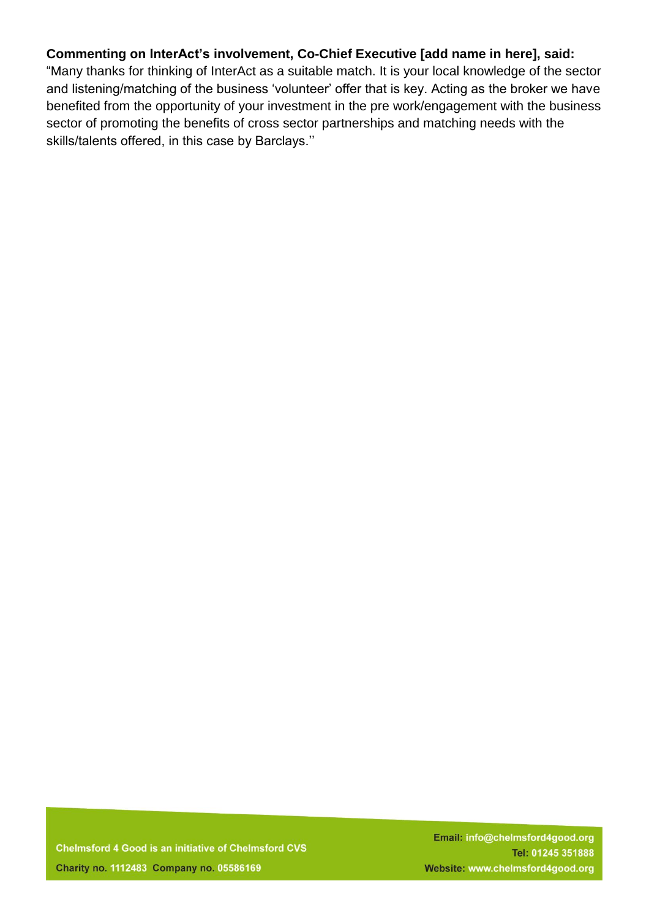**Commenting on InterAct's involvement, Co-Chief Executive [add name in here], said:**

"Many thanks for thinking of InterAct as a suitable match. It is your local knowledge of the sector and listening/matching of the business 'volunteer' offer that is key. Acting as the broker we have benefited from the opportunity of your investment in the pre work/engagement with the business sector of promoting the benefits of cross sector partnerships and matching needs with the skills/talents offered, in this case by Barclays.''